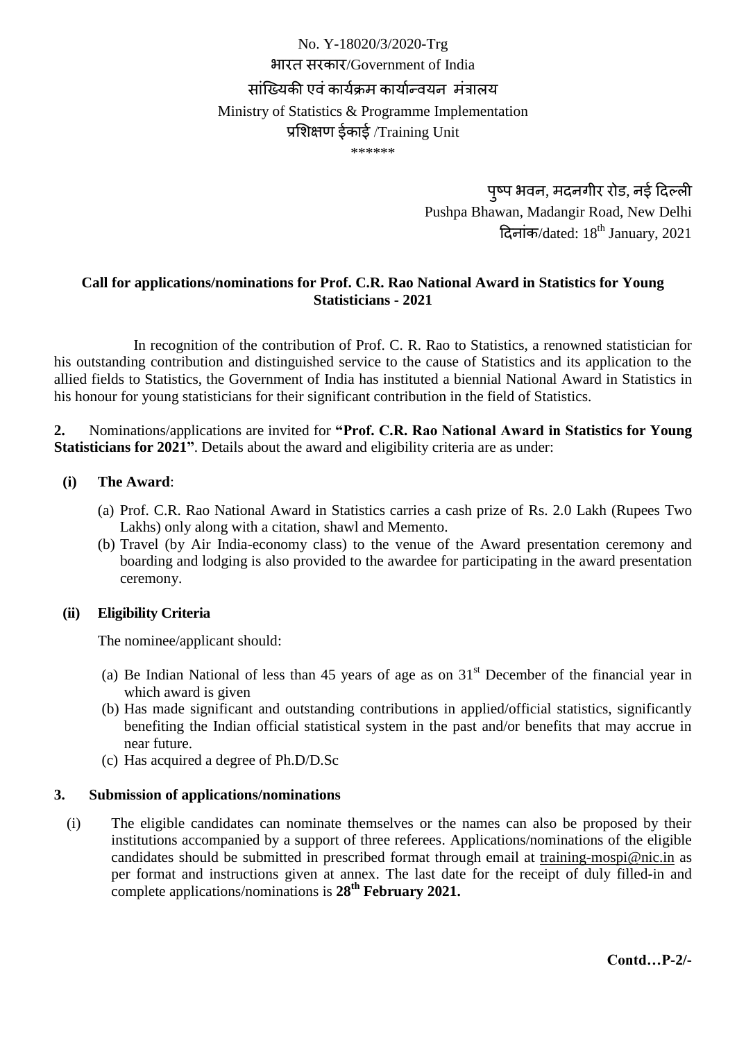No. Y-18020/3/2020-Trg

भारत सरकार/Government of India

सांख्यिकी एवं कार्यक्रम कार्यान्वयन मंत्रालय

Ministry of Statistics & Programme Implementation

प्रशिक्षण ईकाई /Training Unit

\*\*\*\*\*\*

पुष्प भवन, मदनगीर रोड, नई दिल्ली

Pushpa Bhawan, Madangir Road, New Delhi

दिनांक/dated: 18th January, 2021

**Call for applications/nominations for Prof. C.R. Rao National Award in Statistics for Young Statisticians - 2021**

In recognition of the contribution of Prof. C. R. Rao to Statistics, a renowned statistician for his outstanding contribution and distinguished service to the cause of Statistics and its application to the allied fields to Statistics, the Government of India has instituted a biennial National Award in Statistics in his honour for young statisticians for their significant contribution in the field of Statistics.

**2.** Nominations/applications are invited for **"Prof. C.R. Rao National Award in Statistics for Young Statisticians for 2021"**. Details about the award and eligibility criteria are as under:

**(i) The Award**:

(a) Prof. C.R. Rao National Award in Statistics carries a cash prize of Rs. 2.0 Lakh (Rupees Two Lakhs) only along with a citation, shawl and Memento.

(b) Travel (by Air India-economy class) to the venue of the Award presentation ceremony and boarding and lodging is also provided to the awardee for participating in the award presentation ceremony.

**(ii) Eligibility Criteria**

The nominee/applicant should:

(a) Be Indian National of less than 45 years of age as on 31st December of the financial year in which award is given

(b) Has made significant and outstanding contributions in applied/official statistics, significantly benefiting the Indian official statistical system in the past and/or benefits that may accrue in near future.

(c) Has acquired a degree of Ph.D/D.Sc

**3. Submission of applications/nominations**

(i) The eligible candidates can nominate themselves or the names can also be proposed by their institutions accompanied by a support of three referees. Applications/nominations of the eligible candidates should be submitted in prescribed format through email at training-mospi@nic.in as per format and instructions given at annex. The last date for the receipt of duly filled-in and complete applications/nominations is **28th February 2021.**

**Contd…P-2/-**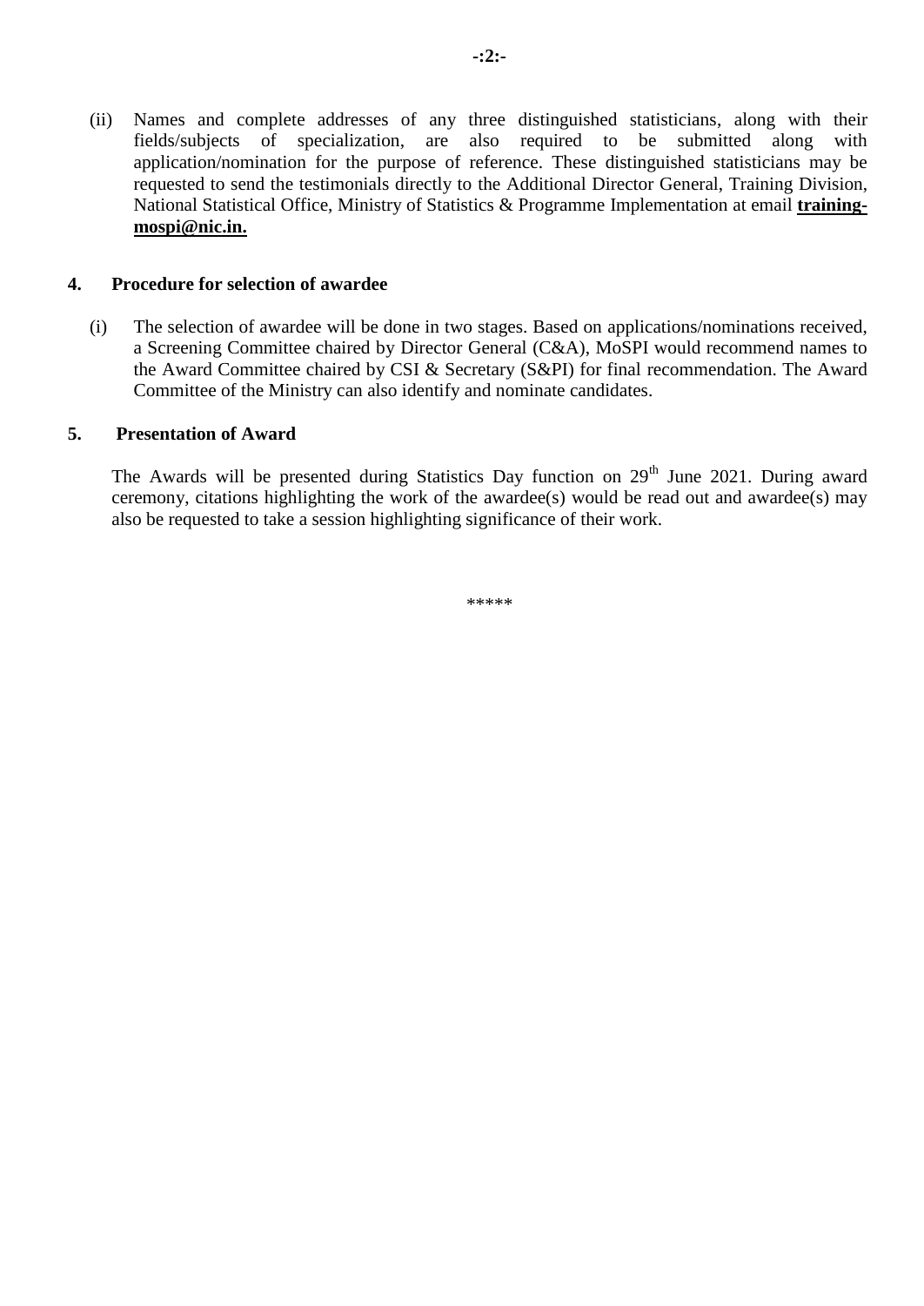(ii) Names and complete addresses of any three distinguished statisticians, along with their fields/subjects of specialization, are also required to be submitted along with application/nomination for the purpose of reference. These distinguished statisticians may be requested to send the testimonials directly to the Additional Director General, Training Division, National Statistical Office, Ministry of Statistics & Programme Implementation at email **training-mospi@nic.in.**

**4. Procedure for selection of awardee**

(i) The selection of awardee will be done in two stages. Based on applications/nominations received, a Screening Committee chaired by Director General (C&A), MoSPI would recommend names to the Award Committee chaired by CSI & Secretary (S&PI) for final recommendation. The Award Committee of the Ministry can also identify and nominate candidates.

**5. Presentation of Award**

The Awards will be presented during Statistics Day function on 29th June 2021. During award ceremony, citations highlighting the work of the awardee(s) would be read out and awardee(s) may also be requested to take a session highlighting significance of their work.

*****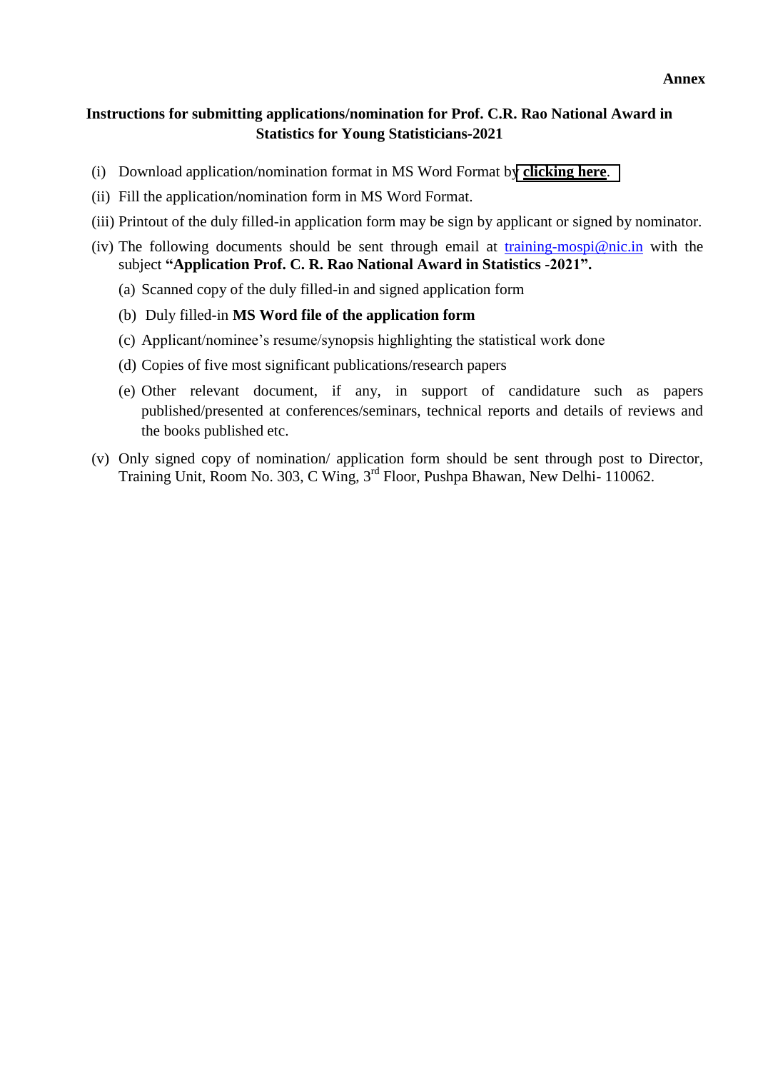**Annex**

## Instructions for submitting applications/nomination for Prof. C.R. Rao National Award in Statistics for Young Statisticians-2021

(i) Download application/nomination format in MS Word Format by **clicking here**.

(ii) Fill the application/nomination form in MS Word Format.

(iii) Printout of the duly filled-in application form may be sign by applicant or signed by nominator.

(iv) The following documents should be sent through email at training-mospi@nic.in with the subject **"Application Prof. C. R. Rao National Award in Statistics -2021".**

  (a) Scanned copy of the duly filled-in and signed application form

  (b) Duly filled-in **MS Word file of the application form**

  (c) Applicant/nominee's resume/synopsis highlighting the statistical work done

  (d) Copies of five most significant publications/research papers

  (e) Other relevant document, if any, in support of candidature such as papers published/presented at conferences/seminars, technical reports and details of reviews and the books published etc.

(v) Only signed copy of nomination/ application form should be sent through post to Director, Training Unit, Room No. 303, C Wing, 3rd Floor, Pushpa Bhawan, New Delhi- 110062.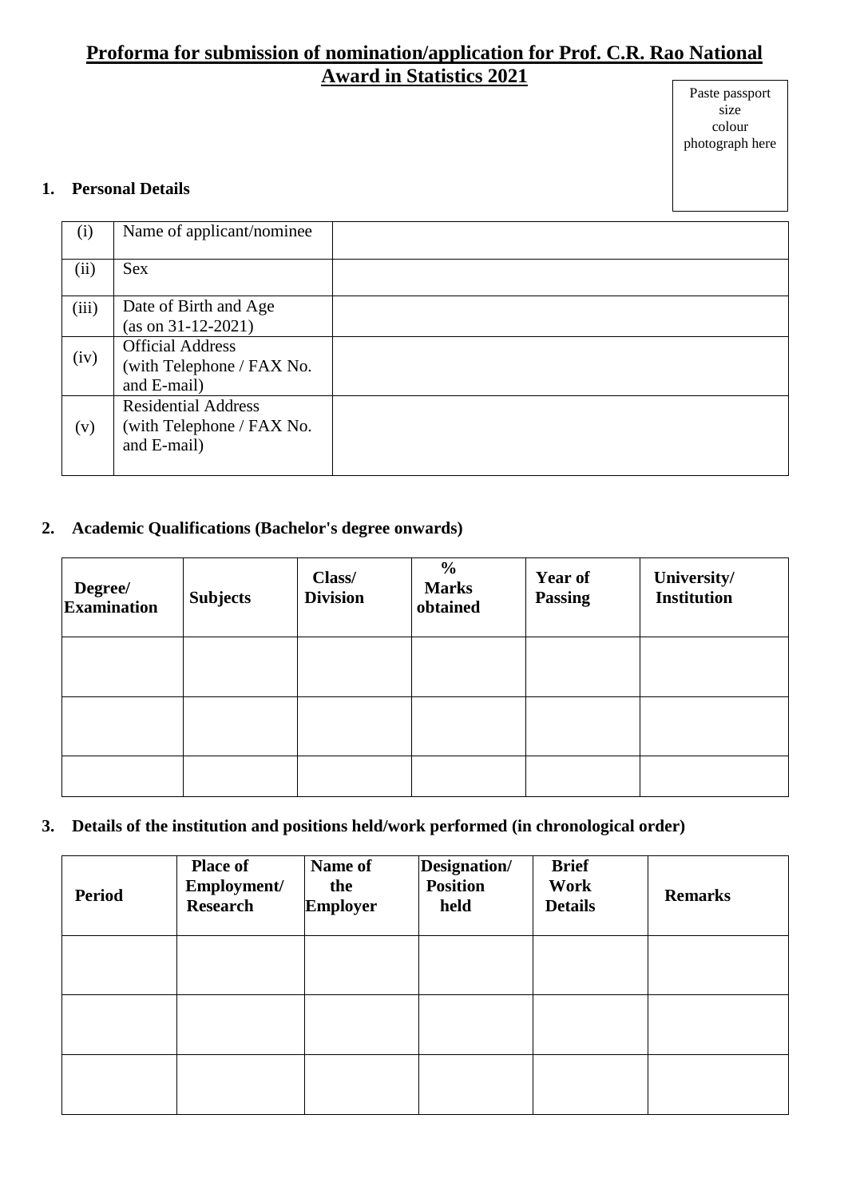# Proforma for submission of nomination/application for Prof. C.R. Rao National Award in Statistics 2021

Paste passport size colour photograph here

## 1. Personal Details

| (i) | Name of applicant/nominee | |
|---|---|---|
| (ii) | Sex | |
| (iii) | Date of Birth and Age (as on 31-12-2021) | |
| (iv) | Official Address (with Telephone / FAX No. and E-mail) | |
| (v) | Residential Address (with Telephone / FAX No. and E-mail) | |

## 2. Academic Qualifications (Bachelor's degree onwards)

| Degree/ Examination | Subjects | Class/ Division | % Marks obtained | Year of Passing | University/ Institution |
|---|---|---|---|---|---|
| | | | | | |
| | | | | | |
| | | | | | |

## 3. Details of the institution and positions held/work performed (in chronological order)

| Period | Place of Employment/ Research | Name of the Employer | Designation/ Position held | Brief Work Details | Remarks |
|---|---|---|---|---|---|
| | | | | | |
| | | | | | |
| | | | | | |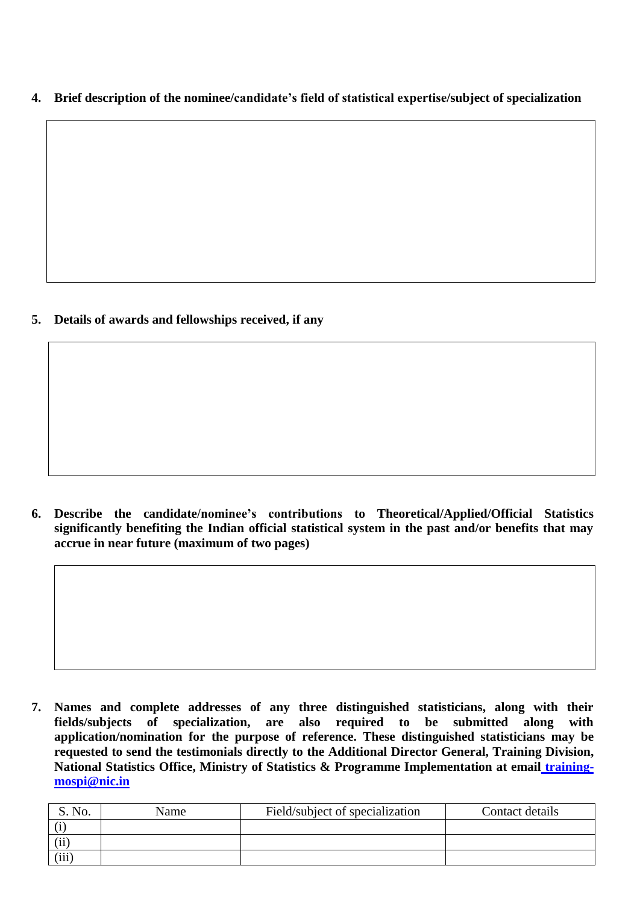**4. Brief description of the nominee/candidate's field of statistical expertise/subject of specialization**

| |
|---|
| |

**5. Details of awards and fellowships received, if any**

| |
|---|
| |

**6. Describe the candidate/nominee's contributions to Theoretical/Applied/Official Statistics significantly benefiting the Indian official statistical system in the past and/or benefits that may accrue in near future (maximum of two pages)**

| |
|---|
| |

**7. Names and complete addresses of any three distinguished statisticians, along with their fields/subjects of specialization, are also required to be submitted along with application/nomination for the purpose of reference. These distinguished statisticians may be requested to send the testimonials directly to the Additional Director General, Training Division, National Statistics Office, Ministry of Statistics & Programme Implementation at email training-mospi@nic.in**

| S. No. | Name | Field/subject of specialization | Contact details |
|---|---|---|---|
| (i) | | | |
| (ii) | | | |
| (iii) | | | |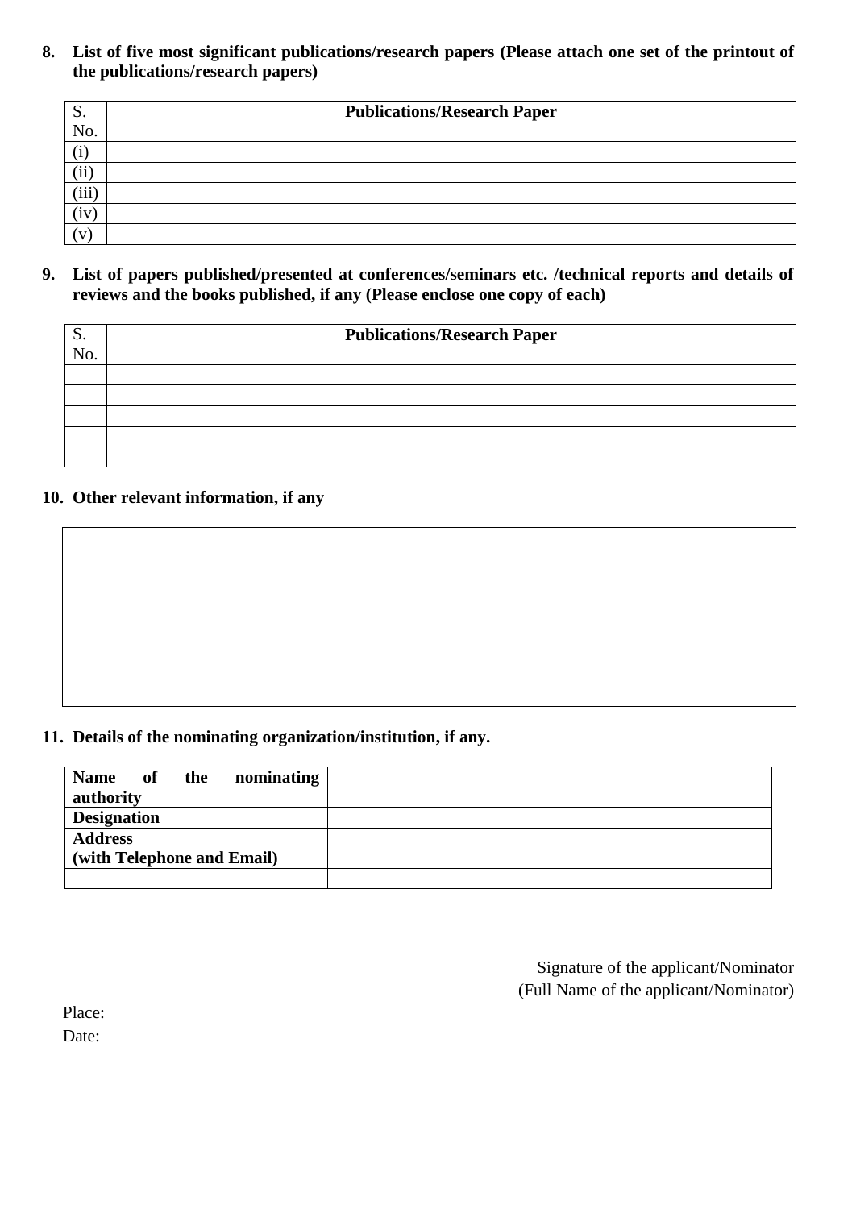**8. List of five most significant publications/research papers (Please attach one set of the printout of the publications/research papers)**

| S. No. | **Publications/Research Paper** |
|---|---|
| (i) | |
| (ii) | |
| (iii) | |
| (iv) | |
| (v) | |

**9. List of papers published/presented at conferences/seminars etc. /technical reports and details of reviews and the books published, if any (Please enclose one copy of each)**

| S. No. | **Publications/Research Paper** |
|---|---|
| | |
| | |
| | |
| | |
| | |

**10. Other relevant information, if any**

| |
|---|
| |

**11. Details of the nominating organization/institution, if any.**

| | |
|---|---|
| **Name of the nominating authority** | |
| **Designation** | |
| **Address (with Telephone and Email)** | |
| | |

Signature of the applicant/Nominator
(Full Name of the applicant/Nominator)

Place:

Date: